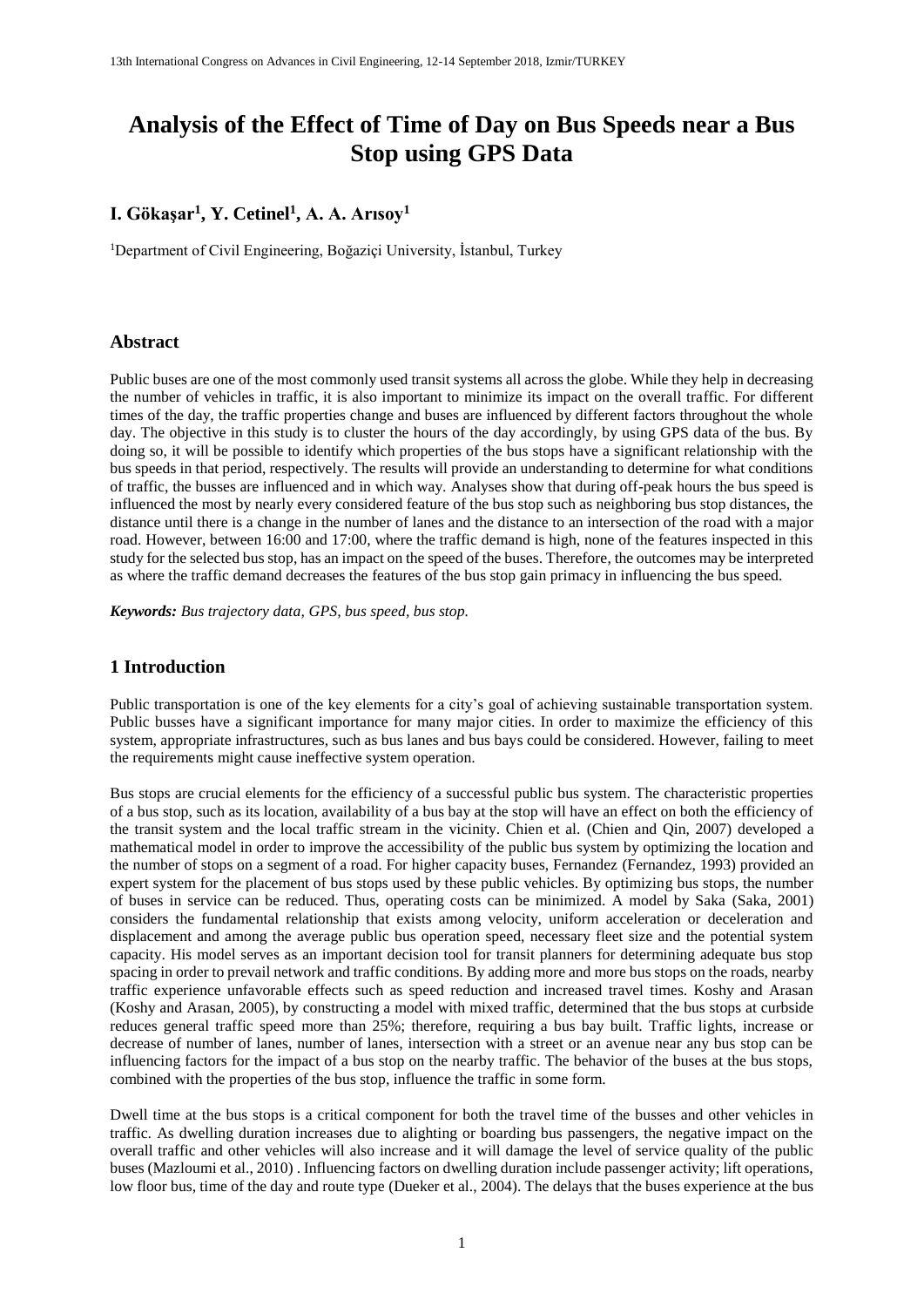# Analysis of the Effect of Time of Day on Bus Speeds near a Bus Stop using GPS Data

**I. Gökaşar[1], Y. Cetinel[1], A. A. Arısoy[1]**

[1]Department of Civil Engineering, Boğaziçi University, İstanbul, Turkey

## Abstract

Public buses are one of the most commonly used transit systems all across the globe. While they help in decreasing the number of vehicles in traffic, it is also important to minimize its impact on the overall traffic. For different times of the day, the traffic properties change and buses are influenced by different factors throughout the whole day. The objective in this study is to cluster the hours of the day accordingly, by using GPS data of the bus. By doing so, it will be possible to identify which properties of the bus stops have a significant relationship with the bus speeds in that period, respectively. The results will provide an understanding to determine for what conditions of traffic, the busses are influenced and in which way. Analyses show that during off-peak hours the bus speed is influenced the most by nearly every considered feature of the bus stop such as neighboring bus stop distances, the distance until there is a change in the number of lanes and the distance to an intersection of the road with a major road. However, between 16:00 and 17:00, where the traffic demand is high, none of the features inspected in this study for the selected bus stop, has an impact on the speed of the buses. Therefore, the outcomes may be interpreted as where the traffic demand decreases the features of the bus stop gain primacy in influencing the bus speed.

***Keywords:*** *Bus trajectory data, GPS, bus speed, bus stop.*

## 1 Introduction

Public transportation is one of the key elements for a city's goal of achieving sustainable transportation system. Public busses have a significant importance for many major cities. In order to maximize the efficiency of this system, appropriate infrastructures, such as bus lanes and bus bays could be considered. However, failing to meet the requirements might cause ineffective system operation.

Bus stops are crucial elements for the efficiency of a successful public bus system. The characteristic properties of a bus stop, such as its location, availability of a bus bay at the stop will have an effect on both the efficiency of the transit system and the local traffic stream in the vicinity. Chien et al. (Chien and Qin, 2007) developed a mathematical model in order to improve the accessibility of the public bus system by optimizing the location and the number of stops on a segment of a road. For higher capacity buses, Fernandez (Fernandez, 1993) provided an expert system for the placement of bus stops used by these public vehicles. By optimizing bus stops, the number of buses in service can be reduced. Thus, operating costs can be minimized. A model by Saka (Saka, 2001) considers the fundamental relationship that exists among velocity, uniform acceleration or deceleration and displacement and among the average public bus operation speed, necessary fleet size and the potential system capacity. His model serves as an important decision tool for transit planners for determining adequate bus stop spacing in order to prevail network and traffic conditions. By adding more and more bus stops on the roads, nearby traffic experience unfavorable effects such as speed reduction and increased travel times. Koshy and Arasan (Koshy and Arasan, 2005), by constructing a model with mixed traffic, determined that the bus stops at curbside reduces general traffic speed more than 25%; therefore, requiring a bus bay built. Traffic lights, increase or decrease of number of lanes, number of lanes, intersection with a street or an avenue near any bus stop can be influencing factors for the impact of a bus stop on the nearby traffic. The behavior of the buses at the bus stops, combined with the properties of the bus stop, influence the traffic in some form.

Dwell time at the bus stops is a critical component for both the travel time of the busses and other vehicles in traffic. As dwelling duration increases due to alighting or boarding bus passengers, the negative impact on the overall traffic and other vehicles will also increase and it will damage the level of service quality of the public buses (Mazloumi et al., 2010) . Influencing factors on dwelling duration include passenger activity; lift operations, low floor bus, time of the day and route type (Dueker et al., 2004). The delays that the buses experience at the bus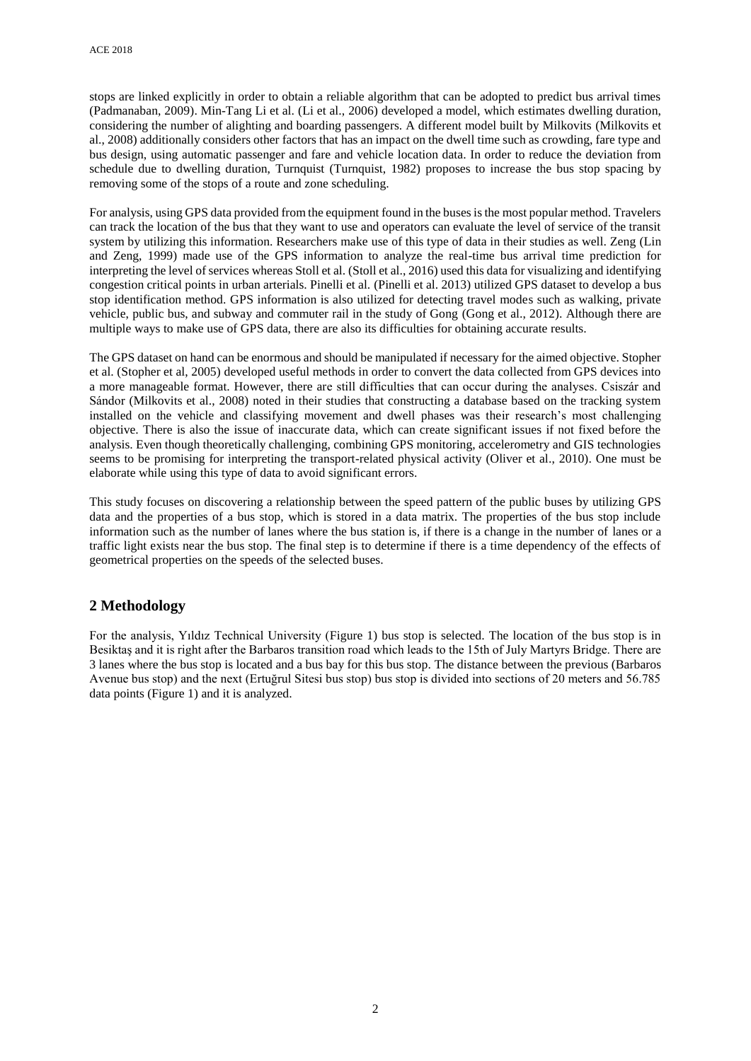stops are linked explicitly in order to obtain a reliable algorithm that can be adopted to predict bus arrival times (Padmanaban, 2009). Min-Tang Li et al. (Li et al., 2006) developed a model, which estimates dwelling duration, considering the number of alighting and boarding passengers. A different model built by Milkovits (Milkovits et al., 2008) additionally considers other factors that has an impact on the dwell time such as crowding, fare type and bus design, using automatic passenger and fare and vehicle location data. In order to reduce the deviation from schedule due to dwelling duration, Turnquist (Turnquist, 1982) proposes to increase the bus stop spacing by removing some of the stops of a route and zone scheduling.

For analysis, using GPS data provided from the equipment found in the buses is the most popular method. Travelers can track the location of the bus that they want to use and operators can evaluate the level of service of the transit system by utilizing this information. Researchers make use of this type of data in their studies as well. Zeng (Lin and Zeng, 1999) made use of the GPS information to analyze the real-time bus arrival time prediction for interpreting the level of services whereas Stoll et al. (Stoll et al., 2016) used this data for visualizing and identifying congestion critical points in urban arterials. Pinelli et al. (Pinelli et al. 2013) utilized GPS dataset to develop a bus stop identification method. GPS information is also utilized for detecting travel modes such as walking, private vehicle, public bus, and subway and commuter rail in the study of Gong (Gong et al., 2012). Although there are multiple ways to make use of GPS data, there are also its difficulties for obtaining accurate results.

The GPS dataset on hand can be enormous and should be manipulated if necessary for the aimed objective. Stopher et al. (Stopher et al, 2005) developed useful methods in order to convert the data collected from GPS devices into a more manageable format. However, there are still difficulties that can occur during the analyses. Csiszár and Sándor (Milkovits et al., 2008) noted in their studies that constructing a database based on the tracking system installed on the vehicle and classifying movement and dwell phases was their research's most challenging objective. There is also the issue of inaccurate data, which can create significant issues if not fixed before the analysis. Even though theoretically challenging, combining GPS monitoring, accelerometry and GIS technologies seems to be promising for interpreting the transport-related physical activity (Oliver et al., 2010). One must be elaborate while using this type of data to avoid significant errors.

This study focuses on discovering a relationship between the speed pattern of the public buses by utilizing GPS data and the properties of a bus stop, which is stored in a data matrix. The properties of the bus stop include information such as the number of lanes where the bus station is, if there is a change in the number of lanes or a traffic light exists near the bus stop. The final step is to determine if there is a time dependency of the effects of geometrical properties on the speeds of the selected buses.

## 2 Methodology

For the analysis, Yıldız Technical University (Figure 1) bus stop is selected. The location of the bus stop is in Besiktaş and it is right after the Barbaros transition road which leads to the 15th of July Martyrs Bridge. There are 3 lanes where the bus stop is located and a bus bay for this bus stop. The distance between the previous (Barbaros Avenue bus stop) and the next (Ertuğrul Sitesi bus stop) bus stop is divided into sections of 20 meters and 56.785 data points (Figure 1) and it is analyzed.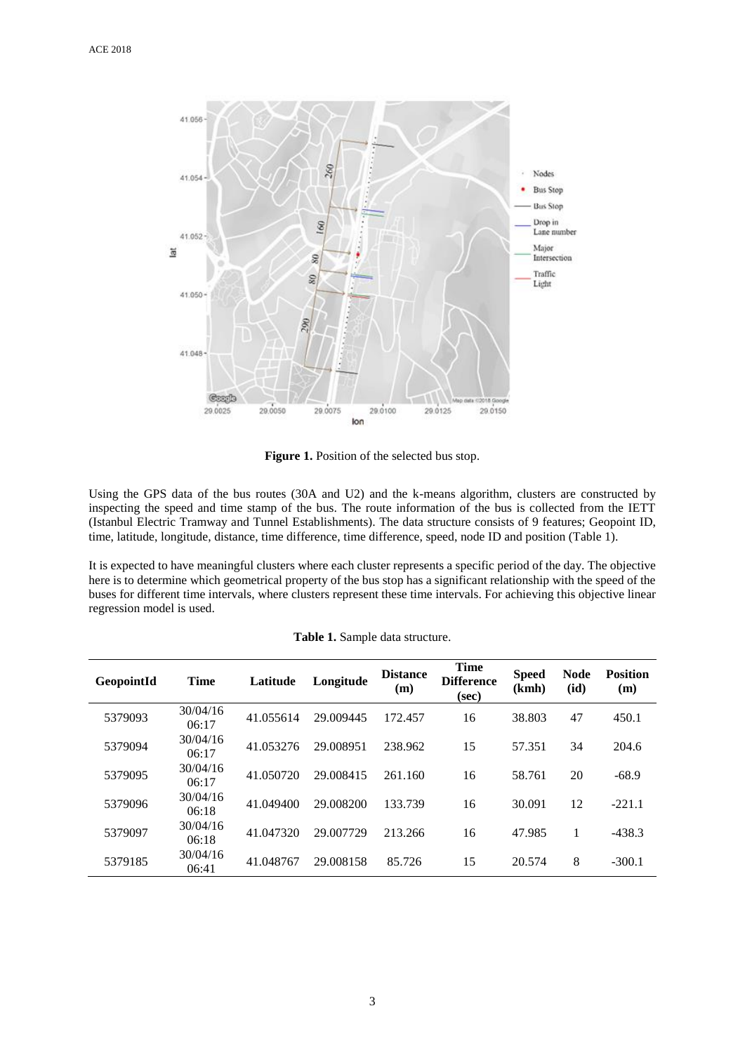**Figure 1.** Position of the selected bus stop.

Using the GPS data of the bus routes (30A and U2) and the k-means algorithm, clusters are constructed by inspecting the speed and time stamp of the bus. The route information of the bus is collected from the IETT (Istanbul Electric Tramway and Tunnel Establishments). The data structure consists of 9 features; Geopoint ID, time, latitude, longitude, distance, time difference, time difference, speed, node ID and position (Table 1).

It is expected to have meaningful clusters where each cluster represents a specific period of the day. The objective here is to determine which geometrical property of the bus stop has a significant relationship with the speed of the buses for different time intervals, where clusters represent these time intervals. For achieving this objective linear regression model is used.

**Table 1.** Sample data structure.

| GeopointId | Time | Latitude | Longitude | Distance (m) | Time Difference (sec) | Speed (kmh) | Node (id) | Position (m) |
|---|---|---|---|---|---|---|---|---|
| 5379093 | 30/04/16 06:17 | 41.055614 | 29.009445 | 172.457 | 16 | 38.803 | 47 | 450.1 |
| 5379094 | 30/04/16 06:17 | 41.053276 | 29.008951 | 238.962 | 15 | 57.351 | 34 | 204.6 |
| 5379095 | 30/04/16 06:17 | 41.050720 | 29.008415 | 261.160 | 16 | 58.761 | 20 | -68.9 |
| 5379096 | 30/04/16 06:18 | 41.049400 | 29.008200 | 133.739 | 16 | 30.091 | 12 | -221.1 |
| 5379097 | 30/04/16 06:18 | 41.047320 | 29.007729 | 213.266 | 16 | 47.985 | 1 | -438.3 |
| 5379185 | 30/04/16 06:41 | 41.048767 | 29.008158 | 85.726 | 15 | 20.574 | 8 | -300.1 |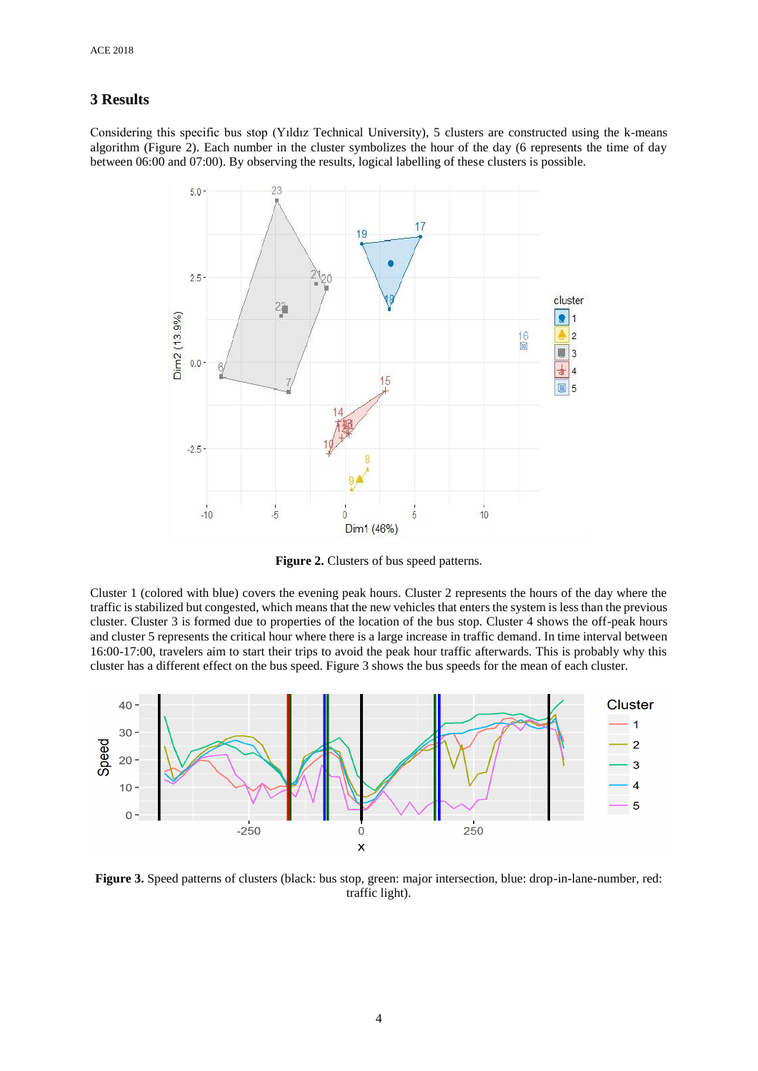## 3 Results

Considering this specific bus stop (Yıldız Technical University), 5 clusters are constructed using the k-means algorithm (Figure 2). Each number in the cluster symbolizes the hour of the day (6 represents the time of day between 06:00 and 07:00). By observing the results, logical labelling of these clusters is possible.

**Figure 2.** Clusters of bus speed patterns.

Cluster 1 (colored with blue) covers the evening peak hours. Cluster 2 represents the hours of the day where the traffic is stabilized but congested, which means that the new vehicles that enters the system is less than the previous cluster. Cluster 3 is formed due to properties of the location of the bus stop. Cluster 4 shows the off-peak hours and cluster 5 represents the critical hour where there is a large increase in traffic demand. In time interval between 16:00-17:00, travelers aim to start their trips to avoid the peak hour traffic afterwards. This is probably why this cluster has a different effect on the bus speed. Figure 3 shows the bus speeds for the mean of each cluster.

**Figure 3.** Speed patterns of clusters (black: bus stop, green: major intersection, blue: drop-in-lane-number, red: traffic light).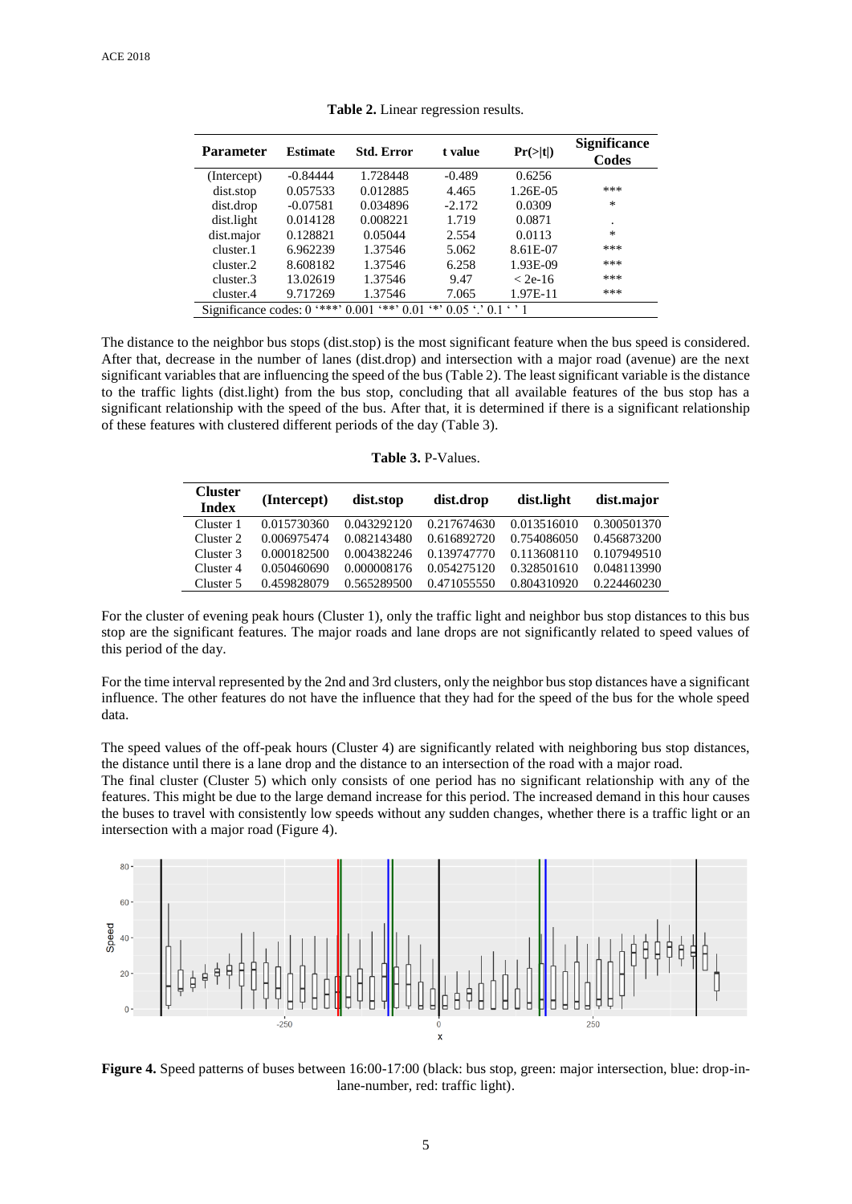**Table 2.** Linear regression results.

| Parameter | Estimate | Std. Error | t value | Pr(>\|t\|) | Significance Codes |
|---|---|---|---|---|---|
| (Intercept) | -0.84444 | 1.728448 | -0.489 | 0.6256 | |
| dist.stop | 0.057533 | 0.012885 | 4.465 | 1.26E-05 | *** |
| dist.drop | -0.07581 | 0.034896 | -2.172 | 0.0309 | * |
| dist.light | 0.014128 | 0.008221 | 1.719 | 0.0871 | . |
| dist.major | 0.128821 | 0.05044 | 2.554 | 0.0113 | * |
| cluster.1 | 6.962239 | 1.37546 | 5.062 | 8.61E-07 | *** |
| cluster.2 | 8.608182 | 1.37546 | 6.258 | 1.93E-09 | *** |
| cluster.3 | 13.02619 | 1.37546 | 9.47 | < 2e-16 | *** |
| cluster.4 | 9.717269 | 1.37546 | 7.065 | 1.97E-11 | *** |

Significance codes: 0 '***' 0.001 '**' 0.01 '*' 0.05 '.' 0.1 ' ' 1

The distance to the neighbor bus stops (dist.stop) is the most significant feature when the bus speed is considered. After that, decrease in the number of lanes (dist.drop) and intersection with a major road (avenue) are the next significant variables that are influencing the speed of the bus (Table 2). The least significant variable is the distance to the traffic lights (dist.light) from the bus stop, concluding that all available features of the bus stop has a significant relationship with the speed of the bus. After that, it is determined if there is a significant relationship of these features with clustered different periods of the day (Table 3).

**Table 3.** P-Values.

| Cluster Index | (Intercept) | dist.stop | dist.drop | dist.light | dist.major |
|---|---|---|---|---|---|
| Cluster 1 | 0.015730360 | 0.043292120 | 0.217674630 | 0.013516010 | 0.300501370 |
| Cluster 2 | 0.006975474 | 0.082143480 | 0.616892720 | 0.754086050 | 0.456873200 |
| Cluster 3 | 0.000182500 | 0.004382246 | 0.139747770 | 0.113608110 | 0.107949510 |
| Cluster 4 | 0.050460690 | 0.000008176 | 0.054275120 | 0.328501610 | 0.048113990 |
| Cluster 5 | 0.459828079 | 0.565289500 | 0.471055550 | 0.804310920 | 0.224460230 |

For the cluster of evening peak hours (Cluster 1), only the traffic light and neighbor bus stop distances to this bus stop are the significant features. The major roads and lane drops are not significantly related to speed values of this period of the day.

For the time interval represented by the 2nd and 3rd clusters, only the neighbor bus stop distances have a significant influence. The other features do not have the influence that they had for the speed of the bus for the whole speed data.

The speed values of the off-peak hours (Cluster 4) are significantly related with neighboring bus stop distances, the distance until there is a lane drop and the distance to an intersection of the road with a major road.
The final cluster (Cluster 5) which only consists of one period has no significant relationship with any of the features. This might be due to the large demand increase for this period. The increased demand in this hour causes the buses to travel with consistently low speeds without any sudden changes, whether there is a traffic light or an intersection with a major road (Figure 4).

**Figure 4.** Speed patterns of buses between 16:00-17:00 (black: bus stop, green: major intersection, blue: drop-in-lane-number, red: traffic light).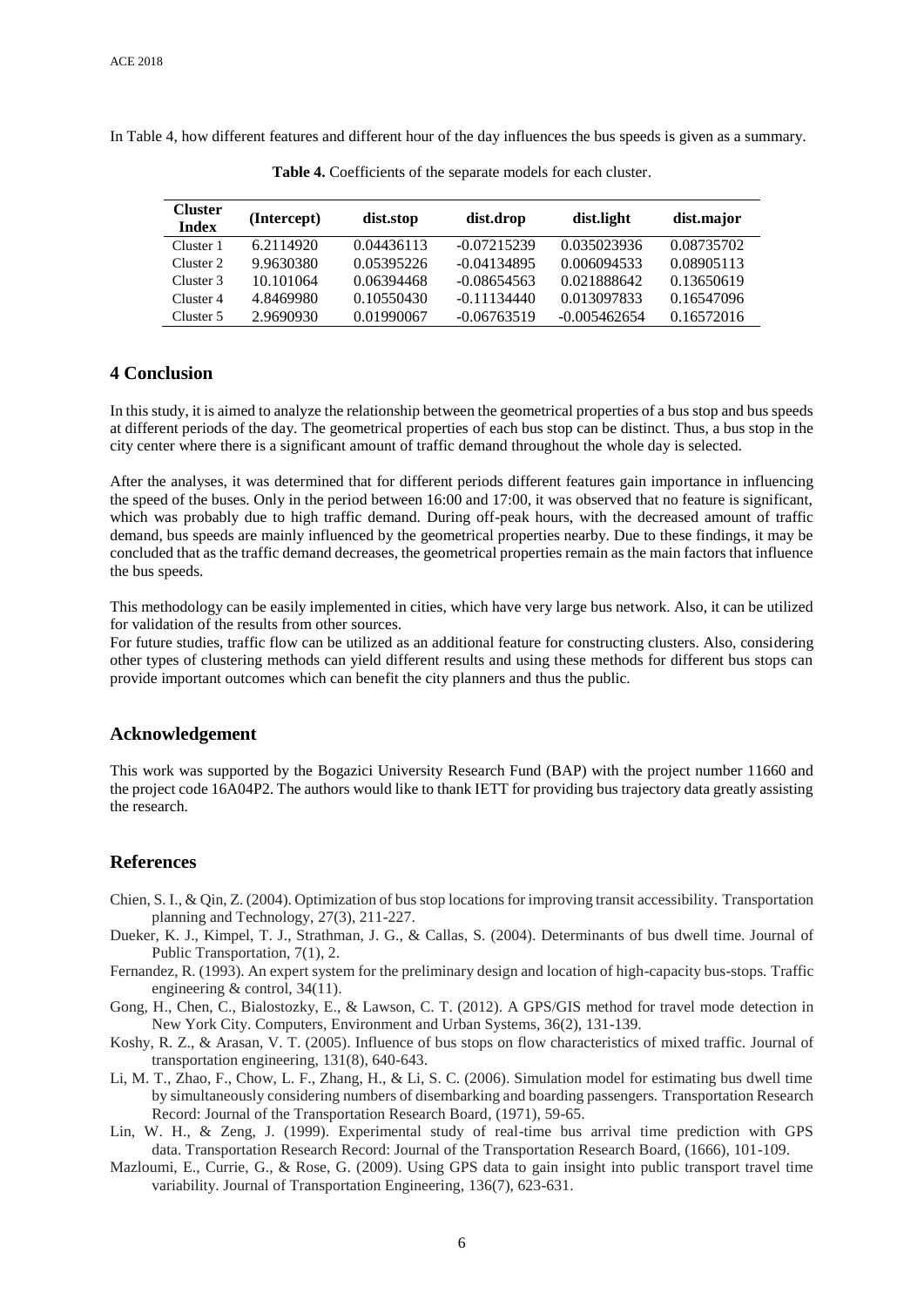In Table 4, how different features and different hour of the day influences the bus speeds is given as a summary.

**Table 4.** Coefficients of the separate models for each cluster.

| Cluster Index | (Intercept) | dist.stop | dist.drop | dist.light | dist.major |
|---|---|---|---|---|---|
| Cluster 1 | 6.2114920 | 0.04436113 | -0.07215239 | 0.035023936 | 0.08735702 |
| Cluster 2 | 9.9630380 | 0.05395226 | -0.04134895 | 0.006094533 | 0.08905113 |
| Cluster 3 | 10.101064 | 0.06394468 | -0.08654563 | 0.021888642 | 0.13650619 |
| Cluster 4 | 4.8469980 | 0.10550430 | -0.11134440 | 0.013097833 | 0.16547096 |
| Cluster 5 | 2.9690930 | 0.01990067 | -0.06763519 | -0.005462654 | 0.16572016 |

## 4 Conclusion

In this study, it is aimed to analyze the relationship between the geometrical properties of a bus stop and bus speeds at different periods of the day. The geometrical properties of each bus stop can be distinct. Thus, a bus stop in the city center where there is a significant amount of traffic demand throughout the whole day is selected.

After the analyses, it was determined that for different periods different features gain importance in influencing the speed of the buses. Only in the period between 16:00 and 17:00, it was observed that no feature is significant, which was probably due to high traffic demand. During off-peak hours, with the decreased amount of traffic demand, bus speeds are mainly influenced by the geometrical properties nearby. Due to these findings, it may be concluded that as the traffic demand decreases, the geometrical properties remain as the main factors that influence the bus speeds.

This methodology can be easily implemented in cities, which have very large bus network. Also, it can be utilized for validation of the results from other sources.

For future studies, traffic flow can be utilized as an additional feature for constructing clusters. Also, considering other types of clustering methods can yield different results and using these methods for different bus stops can provide important outcomes which can benefit the city planners and thus the public.

## Acknowledgement

This work was supported by the Bogazici University Research Fund (BAP) with the project number 11660 and the project code 16A04P2. The authors would like to thank IETT for providing bus trajectory data greatly assisting the research.

## References

Chien, S. I., & Qin, Z. (2004). Optimization of bus stop locations for improving transit accessibility. Transportation planning and Technology, 27(3), 211-227.

Dueker, K. J., Kimpel, T. J., Strathman, J. G., & Callas, S. (2004). Determinants of bus dwell time. Journal of Public Transportation, 7(1), 2.

Fernandez, R. (1993). An expert system for the preliminary design and location of high-capacity bus-stops. Traffic engineering & control, 34(11).

Gong, H., Chen, C., Bialostozky, E., & Lawson, C. T. (2012). A GPS/GIS method for travel mode detection in New York City. Computers, Environment and Urban Systems, 36(2), 131-139.

Koshy, R. Z., & Arasan, V. T. (2005). Influence of bus stops on flow characteristics of mixed traffic. Journal of transportation engineering, 131(8), 640-643.

Li, M. T., Zhao, F., Chow, L. F., Zhang, H., & Li, S. C. (2006). Simulation model for estimating bus dwell time by simultaneously considering numbers of disembarking and boarding passengers. Transportation Research Record: Journal of the Transportation Research Board, (1971), 59-65.

Lin, W. H., & Zeng, J. (1999). Experimental study of real-time bus arrival time prediction with GPS data. Transportation Research Record: Journal of the Transportation Research Board, (1666), 101-109.

Mazloumi, E., Currie, G., & Rose, G. (2009). Using GPS data to gain insight into public transport travel time variability. Journal of Transportation Engineering, 136(7), 623-631.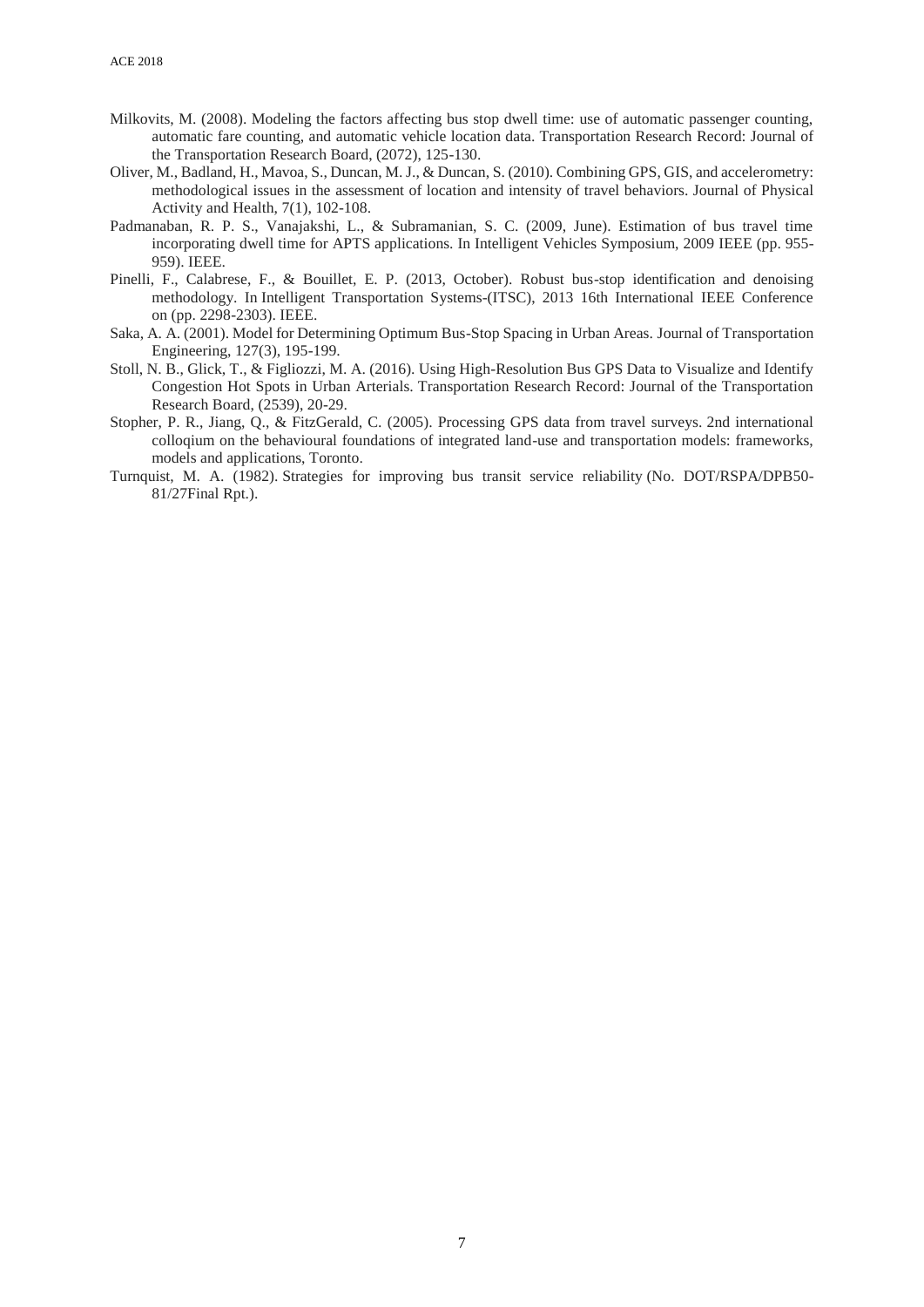Milkovits, M. (2008). Modeling the factors affecting bus stop dwell time: use of automatic passenger counting, automatic fare counting, and automatic vehicle location data. Transportation Research Record: Journal of the Transportation Research Board, (2072), 125-130.

Oliver, M., Badland, H., Mavoa, S., Duncan, M. J., & Duncan, S. (2010). Combining GPS, GIS, and accelerometry: methodological issues in the assessment of location and intensity of travel behaviors. Journal of Physical Activity and Health, 7(1), 102-108.

Padmanaban, R. P. S., Vanajakshi, L., & Subramanian, S. C. (2009, June). Estimation of bus travel time incorporating dwell time for APTS applications. In Intelligent Vehicles Symposium, 2009 IEEE (pp. 955-959). IEEE.

Pinelli, F., Calabrese, F., & Bouillet, E. P. (2013, October). Robust bus-stop identification and denoising methodology. In Intelligent Transportation Systems-(ITSC), 2013 16th International IEEE Conference on (pp. 2298-2303). IEEE.

Saka, A. A. (2001). Model for Determining Optimum Bus-Stop Spacing in Urban Areas. Journal of Transportation Engineering, 127(3), 195-199.

Stoll, N. B., Glick, T., & Figliozzi, M. A. (2016). Using High-Resolution Bus GPS Data to Visualize and Identify Congestion Hot Spots in Urban Arterials. Transportation Research Record: Journal of the Transportation Research Board, (2539), 20-29.

Stopher, P. R., Jiang, Q., & FitzGerald, C. (2005). Processing GPS data from travel surveys. 2nd international colloqium on the behavioural foundations of integrated land-use and transportation models: frameworks, models and applications, Toronto.

Turnquist, M. A. (1982). Strategies for improving bus transit service reliability (No. DOT/RSPA/DPB50-81/27Final Rpt.).